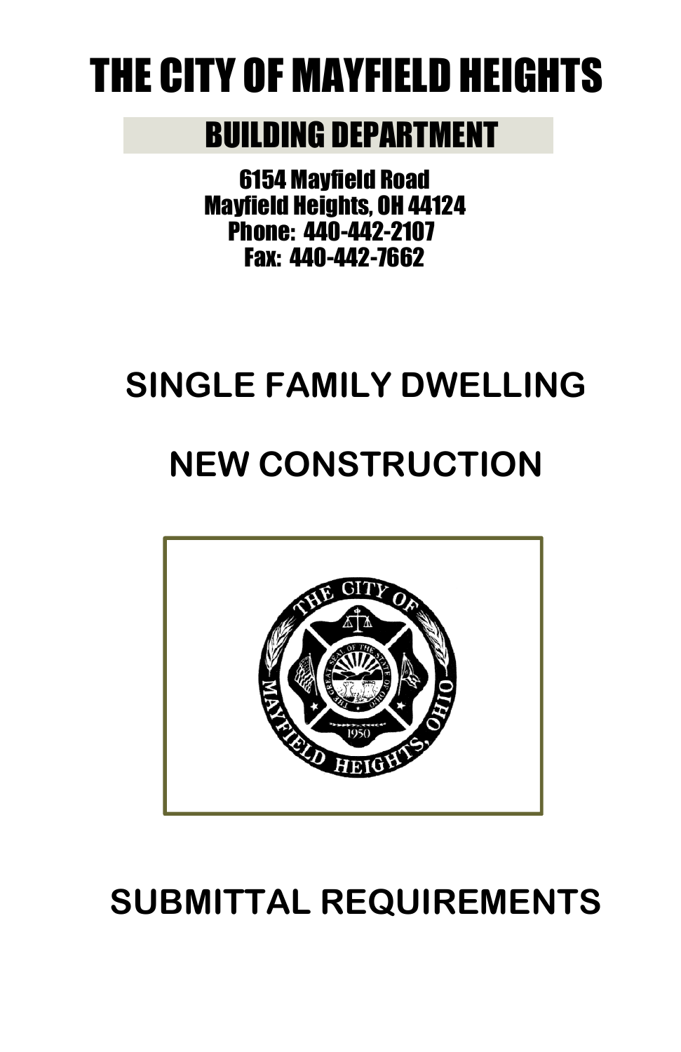# THE CITY OF MAYFIELD HEIGHTS

## BUILDING DEPARTMENT

6154 Mayfield Road
Mayfield Heights, OH 44124
Phone: 440-442-2107
Fax: 440-442-7662

# SINGLE FAMILY DWELLING

# NEW CONSTRUCTION

# SUBMITTAL REQUIREMENTS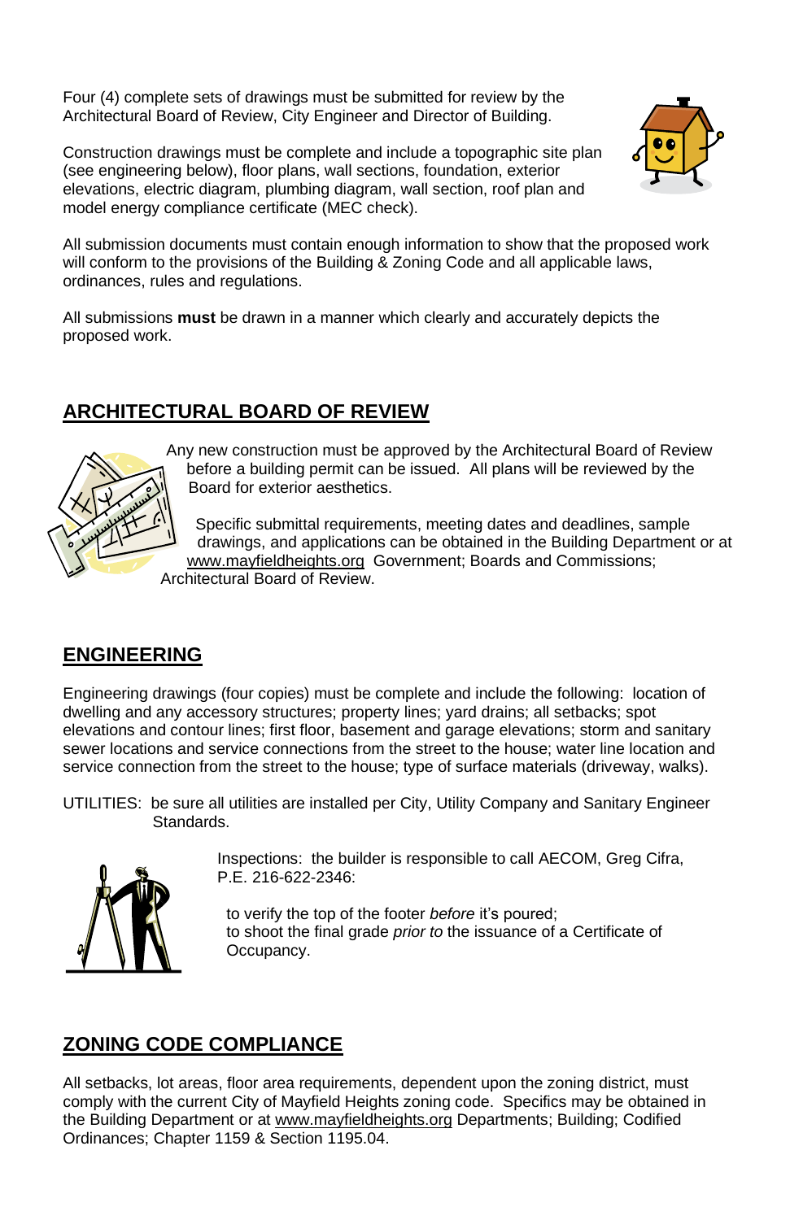Four (4) complete sets of drawings must be submitted for review by the Architectural Board of Review, City Engineer and Director of Building.

Construction drawings must be complete and include a topographic site plan (see engineering below), floor plans, wall sections, foundation, exterior elevations, electric diagram, plumbing diagram, wall section, roof plan and model energy compliance certificate (MEC check).

All submission documents must contain enough information to show that the proposed work will conform to the provisions of the Building & Zoning Code and all applicable laws, ordinances, rules and regulations.

All submissions **must** be drawn in a manner which clearly and accurately depicts the proposed work.

## ARCHITECTURAL BOARD OF REVIEW

Any new construction must be approved by the Architectural Board of Review before a building permit can be issued. All plans will be reviewed by the Board for exterior aesthetics.

Specific submittal requirements, meeting dates and deadlines, sample drawings, and applications can be obtained in the Building Department or at www.mayfieldheights.org Government; Boards and Commissions; Architectural Board of Review.

## ENGINEERING

Engineering drawings (four copies) must be complete and include the following: location of dwelling and any accessory structures; property lines; yard drains; all setbacks; spot elevations and contour lines; first floor, basement and garage elevations; storm and sanitary sewer locations and service connections from the street to the house; water line location and service connection from the street to the house; type of surface materials (driveway, walks).

UTILITIES: be sure all utilities are installed per City, Utility Company and Sanitary Engineer Standards.

Inspections: the builder is responsible to call AECOM, Greg Cifra, P.E. 216-622-2346:

to verify the top of the footer *before* it's poured;
to shoot the final grade *prior to* the issuance of a Certificate of Occupancy.

## ZONING CODE COMPLIANCE

All setbacks, lot areas, floor area requirements, dependent upon the zoning district, must comply with the current City of Mayfield Heights zoning code. Specifics may be obtained in the Building Department or at www.mayfieldheights.org Departments; Building; Codified Ordinances; Chapter 1159 & Section 1195.04.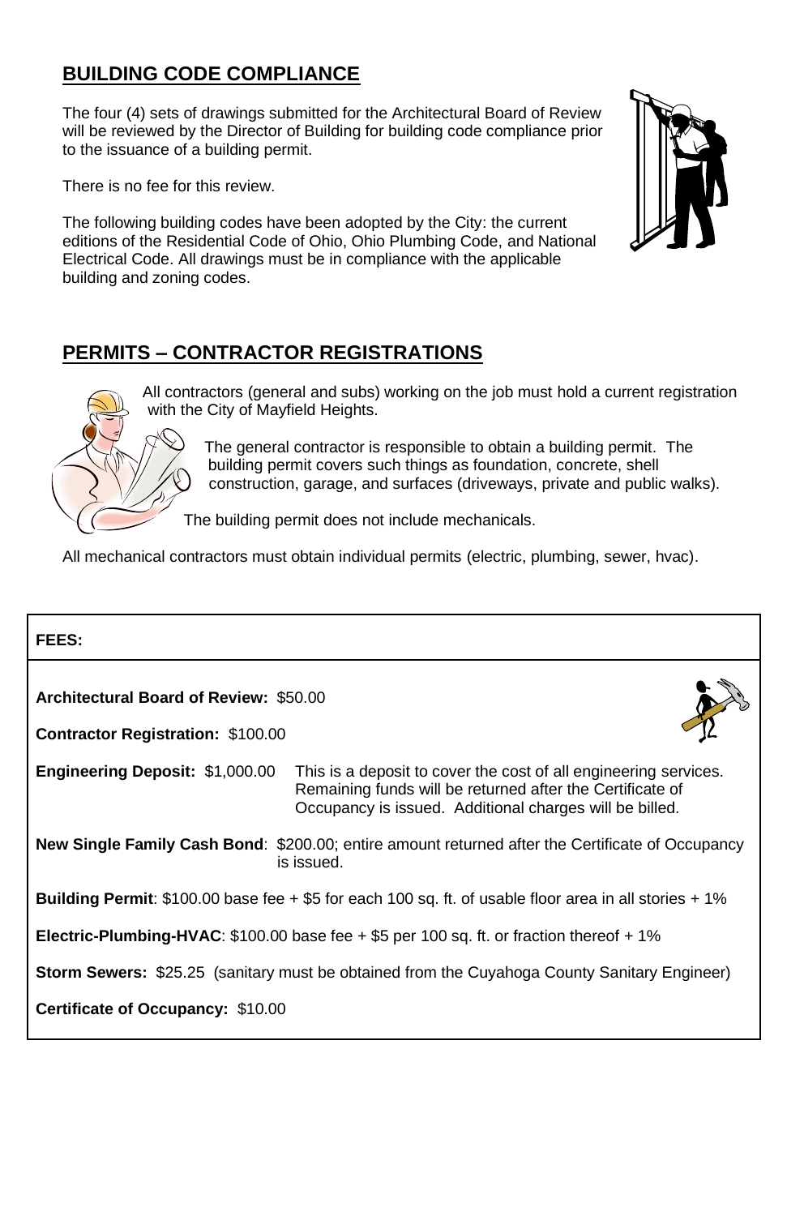## BUILDING CODE COMPLIANCE

The four (4) sets of drawings submitted for the Architectural Board of Review will be reviewed by the Director of Building for building code compliance prior to the issuance of a building permit.

There is no fee for this review.

The following building codes have been adopted by the City: the current editions of the Residential Code of Ohio, Ohio Plumbing Code, and National Electrical Code. All drawings must be in compliance with the applicable building and zoning codes.

## PERMITS – CONTRACTOR REGISTRATIONS

All contractors (general and subs) working on the job must hold a current registration with the City of Mayfield Heights.

The general contractor is responsible to obtain a building permit. The building permit covers such things as foundation, concrete, shell construction, garage, and surfaces (driveways, private and public walks).

The building permit does not include mechanicals.

All mechanical contractors must obtain individual permits (electric, plumbing, sewer, hvac).

**FEES:**

**Architectural Board of Review:** $50.00

**Contractor Registration:** $100.00

**Engineering Deposit:** $1,000.00 This is a deposit to cover the cost of all engineering services. Remaining funds will be returned after the Certificate of Occupancy is issued. Additional charges will be billed.

**New Single Family Cash Bond**: $200.00; entire amount returned after the Certificate of Occupancy is issued.

**Building Permit**: $100.00 base fee + $5 for each 100 sq. ft. of usable floor area in all stories + 1%

**Electric-Plumbing-HVAC**: $100.00 base fee + $5 per 100 sq. ft. or fraction thereof + 1%

**Storm Sewers:** $25.25 (sanitary must be obtained from the Cuyahoga County Sanitary Engineer)

**Certificate of Occupancy:** $10.00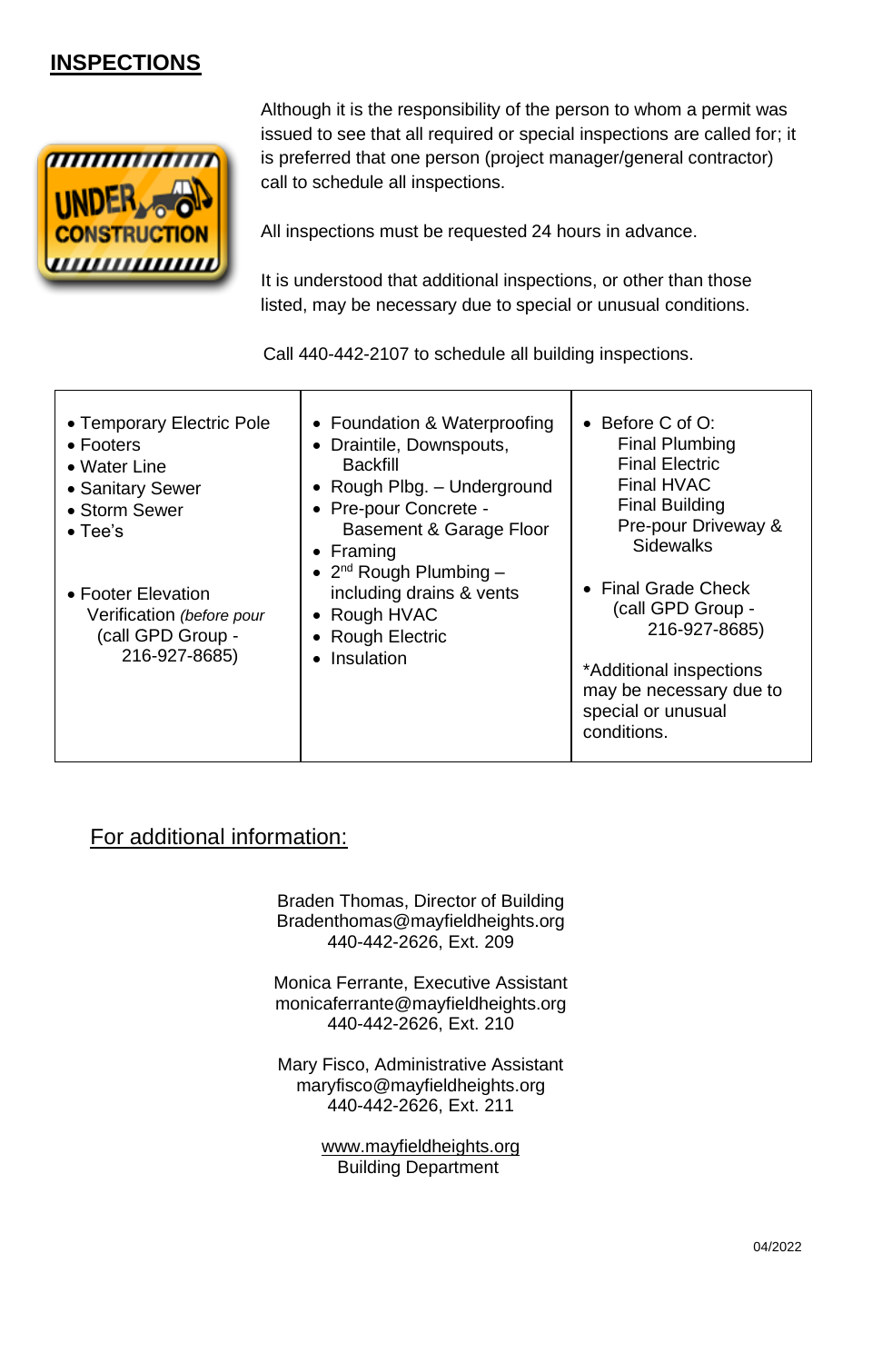## INSPECTIONS

Although it is the responsibility of the person to whom a permit was issued to see that all required or special inspections are called for; it is preferred that one person (project manager/general contractor) call to schedule all inspections.

All inspections must be requested 24 hours in advance.

It is understood that additional inspections, or other than those listed, may be necessary due to special or unusual conditions.

Call 440-442-2107 to schedule all building inspections.

| | | |
|---|---|---|
| • Temporary Electric Pole<br>• Footers<br>• Water Line<br>• Sanitary Sewer<br>• Storm Sewer<br>• Tee's<br><br>• Footer Elevation Verification *(before pour* (call GPD Group - 216-927-8685) | • Foundation & Waterproofing<br>• Draintile, Downspouts, Backfill<br>• Rough Plbg. – Underground<br>• Pre-pour Concrete - Basement & Garage Floor<br>• Framing<br>• $2^{nd}$ Rough Plumbing – including drains & vents<br>• Rough HVAC<br>• Rough Electric<br>• Insulation | • Before C of O:<br>Final Plumbing<br>Final Electric<br>Final HVAC<br>Final Building<br>Pre-pour Driveway & Sidewalks<br><br>• Final Grade Check (call GPD Group - 216-927-8685)<br><br>*Additional inspections may be necessary due to special or unusual conditions. |

## For additional information:

Braden Thomas, Director of Building
Bradenthomas@mayfieldheights.org
440-442-2626, Ext. 209

Monica Ferrante, Executive Assistant
monicaferrante@mayfieldheights.org
440-442-2626, Ext. 210

Mary Fisco, Administrative Assistant
maryfisco@mayfieldheights.org
440-442-2626, Ext. 211

www.mayfieldheights.org
Building Department

04/2022